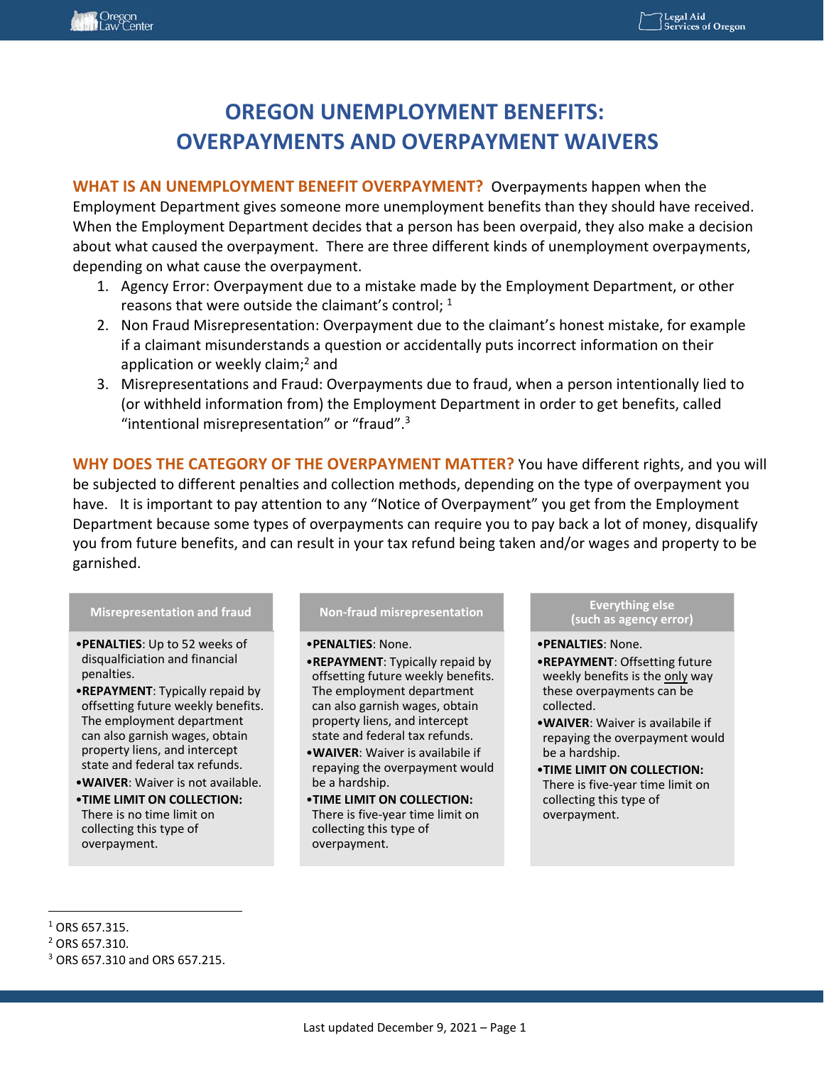# OREGON UNEMPLOYMENT BENEFITS: OVERPAYMENTS AND OVERPAYMENT WAIVERS

**WHAT IS AN UNEMPLOYMENT BENEFIT OVERPAYMENT?** Overpayments happen when the Employment Department gives someone more unemployment benefits than they should have received. When the Employment Department decides that a person has been overpaid, they also make a decision about what caused the overpayment. There are three different kinds of unemployment overpayments, depending on what cause the overpayment.

1. Agency Error: Overpayment due to a mistake made by the Employment Department, or other reasons that were outside the claimant's control; [1]
2. Non Fraud Misrepresentation: Overpayment due to the claimant's honest mistake, for example if a claimant misunderstands a question or accidentally puts incorrect information on their application or weekly claim;[2] and
3. Misrepresentations and Fraud: Overpayments due to fraud, when a person intentionally lied to (or withheld information from) the Employment Department in order to get benefits, called "intentional misrepresentation" or "fraud".[3]

**WHY DOES THE CATEGORY OF THE OVERPAYMENT MATTER?** You have different rights, and you will be subjected to different penalties and collection methods, depending on the type of overpayment you have. It is important to pay attention to any "Notice of Overpayment" you get from the Employment Department because some types of overpayments can require you to pay back a lot of money, disqualify you from future benefits, and can result in your tax refund being taken and/or wages and property to be garnished.

| Misrepresentation and fraud | Non-fraud misrepresentation | Everything else (such as agency error) |
|---|---|---|
| •**PENALTIES**: Up to 52 weeks of disqualficiation and financial penalties. | •**PENALTIES**: None. | •**PENALTIES**: None. |
| •**REPAYMENT**: Typically repaid by offsetting future weekly benefits. The employment department can also garnish wages, obtain property liens, and intercept state and federal tax refunds. | •**REPAYMENT**: Typically repaid by offsetting future weekly benefits. The employment department can also garnish wages, obtain property liens, and intercept state and federal tax refunds. | •**REPAYMENT**: Offsetting future weekly benefits is the only way these overpayments can be collected. |
| •**WAIVER**: Waiver is not available. | •**WAIVER**: Waiver is availabile if repaying the overpayment would be a hardship. | •**WAIVER**: Waiver is availabile if repaying the overpayment would be a hardship. |
| •**TIME LIMIT ON COLLECTION:** There is no time limit on collecting this type of overpayment. | •**TIME LIMIT ON COLLECTION:** There is five-year time limit on collecting this type of overpayment. | •**TIME LIMIT ON COLLECTION:** There is five-year time limit on collecting this type of overpayment. |

---

[1] ORS 657.315.

[2] ORS 657.310.

[3] ORS 657.310 and ORS 657.215.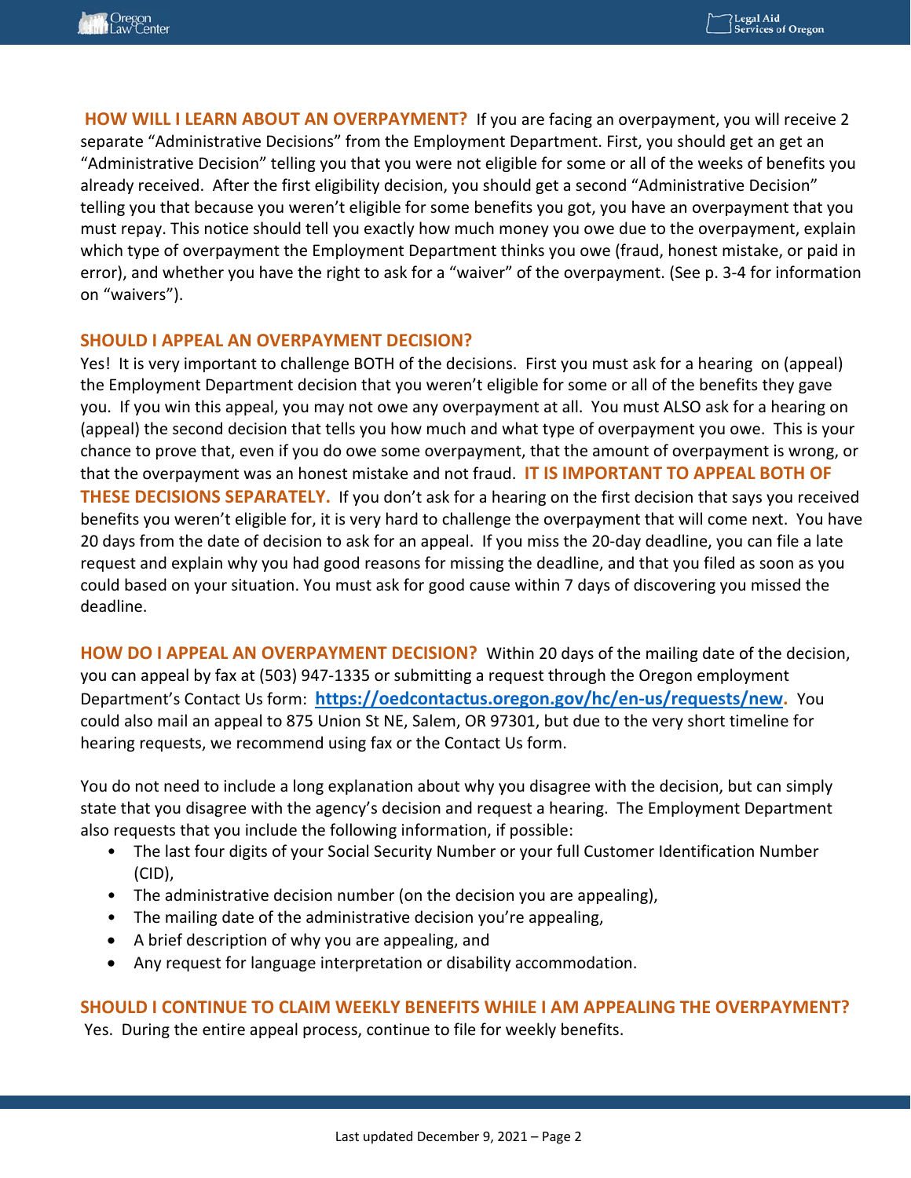**HOW WILL I LEARN ABOUT AN OVERPAYMENT?** If you are facing an overpayment, you will receive 2 separate "Administrative Decisions" from the Employment Department. First, you should get an get an "Administrative Decision" telling you that you were not eligible for some or all of the weeks of benefits you already received. After the first eligibility decision, you should get a second "Administrative Decision" telling you that because you weren't eligible for some benefits you got, you have an overpayment that you must repay. This notice should tell you exactly how much money you owe due to the overpayment, explain which type of overpayment the Employment Department thinks you owe (fraud, honest mistake, or paid in error), and whether you have the right to ask for a "waiver" of the overpayment. (See p. 3-4 for information on "waivers").

## SHOULD I APPEAL AN OVERPAYMENT DECISION?

Yes! It is very important to challenge BOTH of the decisions. First you must ask for a hearing on (appeal) the Employment Department decision that you weren't eligible for some or all of the benefits they gave you. If you win this appeal, you may not owe any overpayment at all. You must ALSO ask for a hearing on (appeal) the second decision that tells you how much and what type of overpayment you owe. This is your chance to prove that, even if you do owe some overpayment, that the amount of overpayment is wrong, or that the overpayment was an honest mistake and not fraud. **IT IS IMPORTANT TO APPEAL BOTH OF THESE DECISIONS SEPARATELY.** If you don't ask for a hearing on the first decision that says you received benefits you weren't eligible for, it is very hard to challenge the overpayment that will come next. You have 20 days from the date of decision to ask for an appeal. If you miss the 20-day deadline, you can file a late request and explain why you had good reasons for missing the deadline, and that you filed as soon as you could based on your situation. You must ask for good cause within 7 days of discovering you missed the deadline.

**HOW DO I APPEAL AN OVERPAYMENT DECISION?** Within 20 days of the mailing date of the decision, you can appeal by fax at (503) 947-1335 or submitting a request through the Oregon employment Department's Contact Us form: **https://oedcontactus.oregon.gov/hc/en-us/requests/new**. You could also mail an appeal to 875 Union St NE, Salem, OR 97301, but due to the very short timeline for hearing requests, we recommend using fax or the Contact Us form.

You do not need to include a long explanation about why you disagree with the decision, but can simply state that you disagree with the agency's decision and request a hearing. The Employment Department also requests that you include the following information, if possible:

- The last four digits of your Social Security Number or your full Customer Identification Number (CID),
- The administrative decision number (on the decision you are appealing),
- The mailing date of the administrative decision you're appealing,
- A brief description of why you are appealing, and
- Any request for language interpretation or disability accommodation.

## SHOULD I CONTINUE TO CLAIM WEEKLY BENEFITS WHILE I AM APPEALING THE OVERPAYMENT?

Yes. During the entire appeal process, continue to file for weekly benefits.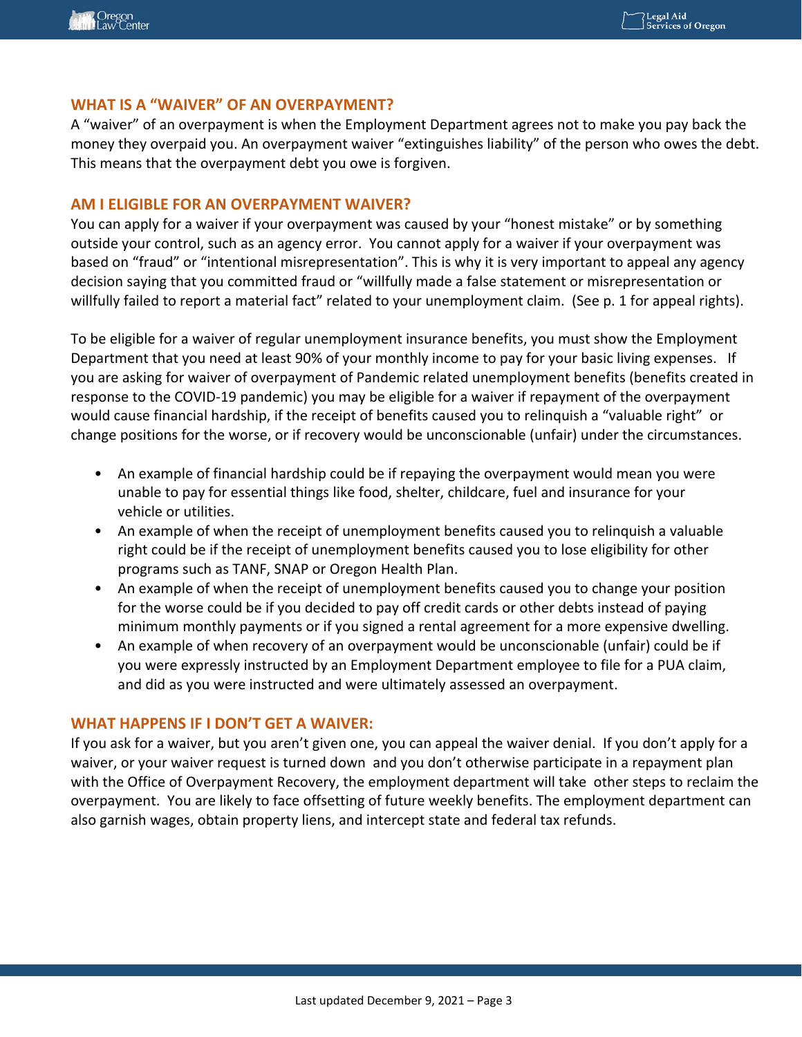## WHAT IS A "WAIVER" OF AN OVERPAYMENT?

A "waiver" of an overpayment is when the Employment Department agrees not to make you pay back the money they overpaid you. An overpayment waiver "extinguishes liability" of the person who owes the debt. This means that the overpayment debt you owe is forgiven.

## AM I ELIGIBLE FOR AN OVERPAYMENT WAIVER?

You can apply for a waiver if your overpayment was caused by your "honest mistake" or by something outside your control, such as an agency error. You cannot apply for a waiver if your overpayment was based on "fraud" or "intentional misrepresentation". This is why it is very important to appeal any agency decision saying that you committed fraud or "willfully made a false statement or misrepresentation or willfully failed to report a material fact" related to your unemployment claim. (See p. 1 for appeal rights).

To be eligible for a waiver of regular unemployment insurance benefits, you must show the Employment Department that you need at least 90% of your monthly income to pay for your basic living expenses. If you are asking for waiver of overpayment of Pandemic related unemployment benefits (benefits created in response to the COVID-19 pandemic) you may be eligible for a waiver if repayment of the overpayment would cause financial hardship, if the receipt of benefits caused you to relinquish a "valuable right" or change positions for the worse, or if recovery would be unconscionable (unfair) under the circumstances.

- An example of financial hardship could be if repaying the overpayment would mean you were unable to pay for essential things like food, shelter, childcare, fuel and insurance for your vehicle or utilities.
- An example of when the receipt of unemployment benefits caused you to relinquish a valuable right could be if the receipt of unemployment benefits caused you to lose eligibility for other programs such as TANF, SNAP or Oregon Health Plan.
- An example of when the receipt of unemployment benefits caused you to change your position for the worse could be if you decided to pay off credit cards or other debts instead of paying minimum monthly payments or if you signed a rental agreement for a more expensive dwelling.
- An example of when recovery of an overpayment would be unconscionable (unfair) could be if you were expressly instructed by an Employment Department employee to file for a PUA claim, and did as you were instructed and were ultimately assessed an overpayment.

## WHAT HAPPENS IF I DON'T GET A WAIVER:

If you ask for a waiver, but you aren't given one, you can appeal the waiver denial. If you don't apply for a waiver, or your waiver request is turned down and you don't otherwise participate in a repayment plan with the Office of Overpayment Recovery, the employment department will take other steps to reclaim the overpayment. You are likely to face offsetting of future weekly benefits. The employment department can also garnish wages, obtain property liens, and intercept state and federal tax refunds.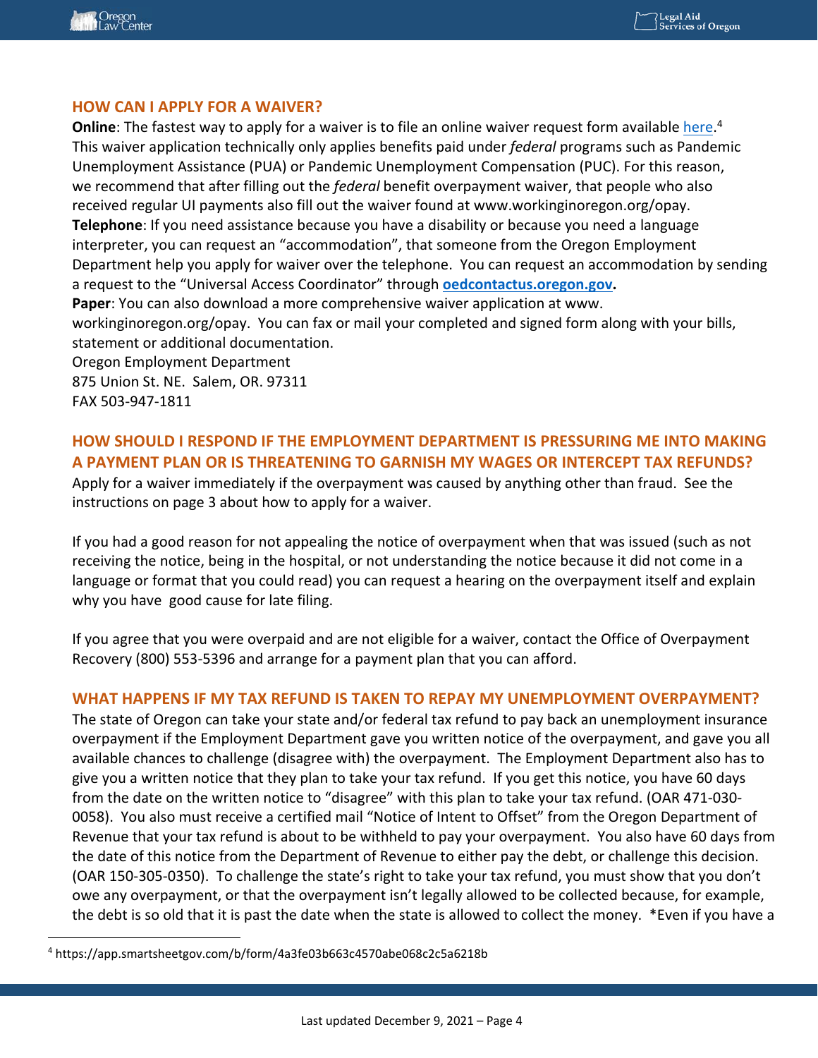## HOW CAN I APPLY FOR A WAIVER?

**Online**: The fastest way to apply for a waiver is to file an online waiver request form available here.[4] This waiver application technically only applies benefits paid under *federal* programs such as Pandemic Unemployment Assistance (PUA) or Pandemic Unemployment Compensation (PUC). For this reason, we recommend that after filling out the *federal* benefit overpayment waiver, that people who also received regular UI payments also fill out the waiver found at www.workinginoregon.org/opay.

**Telephone**: If you need assistance because you have a disability or because you need a language interpreter, you can request an "accommodation", that someone from the Oregon Employment Department help you apply for waiver over the telephone. You can request an accommodation by sending a request to the "Universal Access Coordinator" through **oedcontactus.oregon.gov.**

**Paper**: You can also download a more comprehensive waiver application at www. workinginoregon.org/opay. You can fax or mail your completed and signed form along with your bills, statement or additional documentation.

Oregon Employment Department
875 Union St. NE. Salem, OR. 97311
FAX 503-947-1811

## HOW SHOULD I RESPOND IF THE EMPLOYMENT DEPARTMENT IS PRESSURING ME INTO MAKING A PAYMENT PLAN OR IS THREATENING TO GARNISH MY WAGES OR INTERCEPT TAX REFUNDS?

Apply for a waiver immediately if the overpayment was caused by anything other than fraud. See the instructions on page 3 about how to apply for a waiver.

If you had a good reason for not appealing the notice of overpayment when that was issued (such as not receiving the notice, being in the hospital, or not understanding the notice because it did not come in a language or format that you could read) you can request a hearing on the overpayment itself and explain why you have good cause for late filing.

If you agree that you were overpaid and are not eligible for a waiver, contact the Office of Overpayment Recovery (800) 553-5396 and arrange for a payment plan that you can afford.

## WHAT HAPPENS IF MY TAX REFUND IS TAKEN TO REPAY MY UNEMPLOYMENT OVERPAYMENT?

The state of Oregon can take your state and/or federal tax refund to pay back an unemployment insurance overpayment if the Employment Department gave you written notice of the overpayment, and gave you all available chances to challenge (disagree with) the overpayment. The Employment Department also has to give you a written notice that they plan to take your tax refund. If you get this notice, you have 60 days from the date on the written notice to "disagree" with this plan to take your tax refund. (OAR 471-030-0058). You also must receive a certified mail "Notice of Intent to Offset" from the Oregon Department of Revenue that your tax refund is about to be withheld to pay your overpayment. You also have 60 days from the date of this notice from the Department of Revenue to either pay the debt, or challenge this decision. (OAR 150-305-0350). To challenge the state's right to take your tax refund, you must show that you don't owe any overpayment, or that the overpayment isn't legally allowed to be collected because, for example, the debt is so old that it is past the date when the state is allowed to collect the money. *Even if you have a

[4] https://app.smartsheetgov.com/b/form/4a3fe03b663c4570abe068c2c5a6218b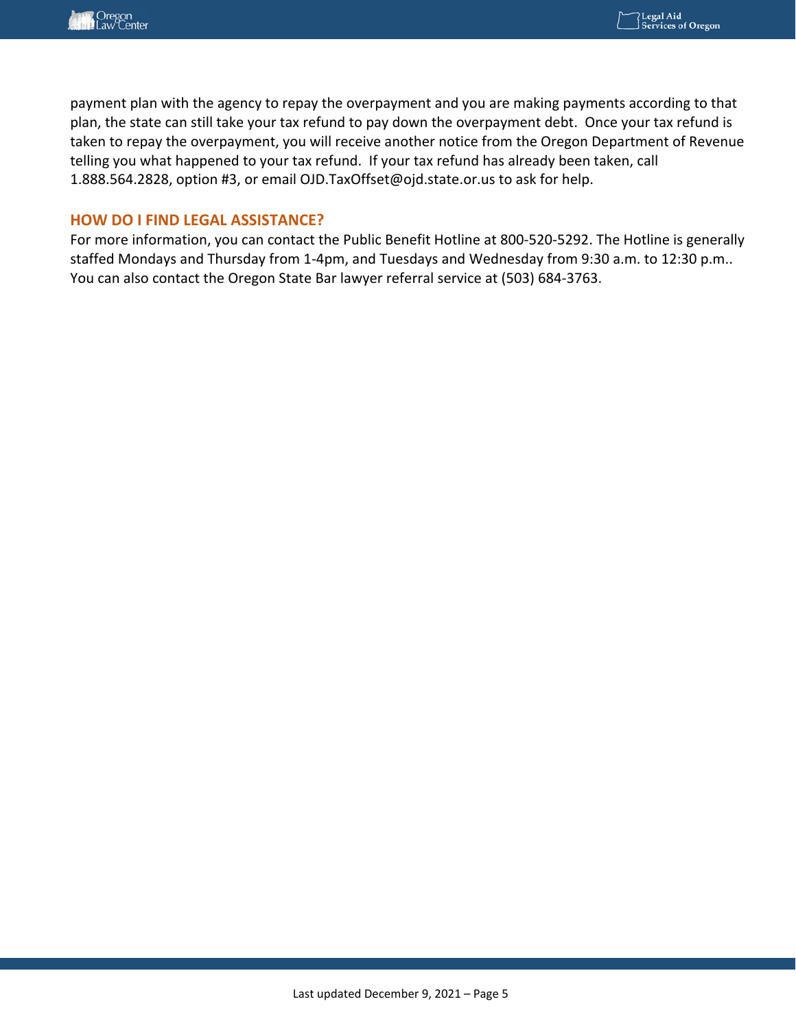payment plan with the agency to repay the overpayment and you are making payments according to that plan, the state can still take your tax refund to pay down the overpayment debt. Once your tax refund is taken to repay the overpayment, you will receive another notice from the Oregon Department of Revenue telling you what happened to your tax refund. If your tax refund has already been taken, call 1.888.564.2828, option #3, or email OJD.TaxOffset@ojd.state.or.us to ask for help.

## HOW DO I FIND LEGAL ASSISTANCE?

For more information, you can contact the Public Benefit Hotline at 800-520-5292. The Hotline is generally staffed Mondays and Thursday from 1-4pm, and Tuesdays and Wednesday from 9:30 a.m. to 12:30 p.m.. You can also contact the Oregon State Bar lawyer referral service at (503) 684-3763.